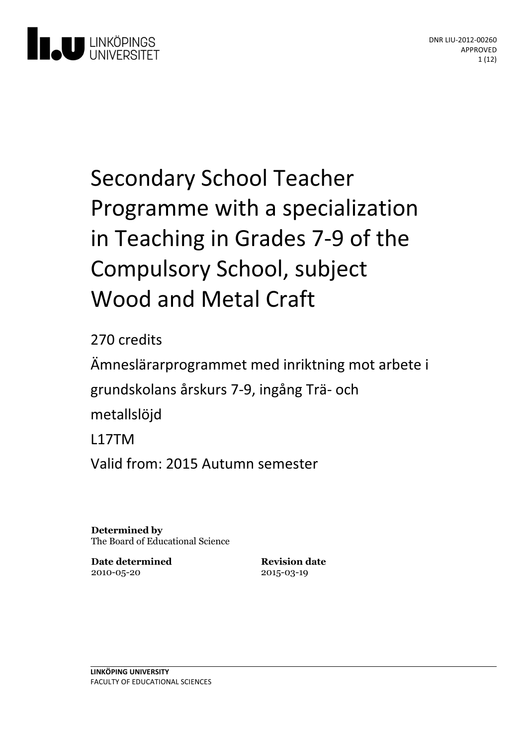DNR LIU-2012-00260
APPROVED

# Secondary School Teacher Programme with a specialization in Teaching in Grades 7-9 of the Compulsory School, subject Wood and Metal Craft

270 credits

Ämneslärarprogrammet med inriktning mot arbete i grundskolans årskurs 7-9, ingång Trä- och metallslöjd

L17TM

Valid from: 2015 Autumn semester

**Determined by**
The Board of Educational Science

**Date determined**
2010-05-20

**Revision date**
2015-03-19

**LINKÖPING UNIVERSITY**
FACULTY OF EDUCATIONAL SCIENCES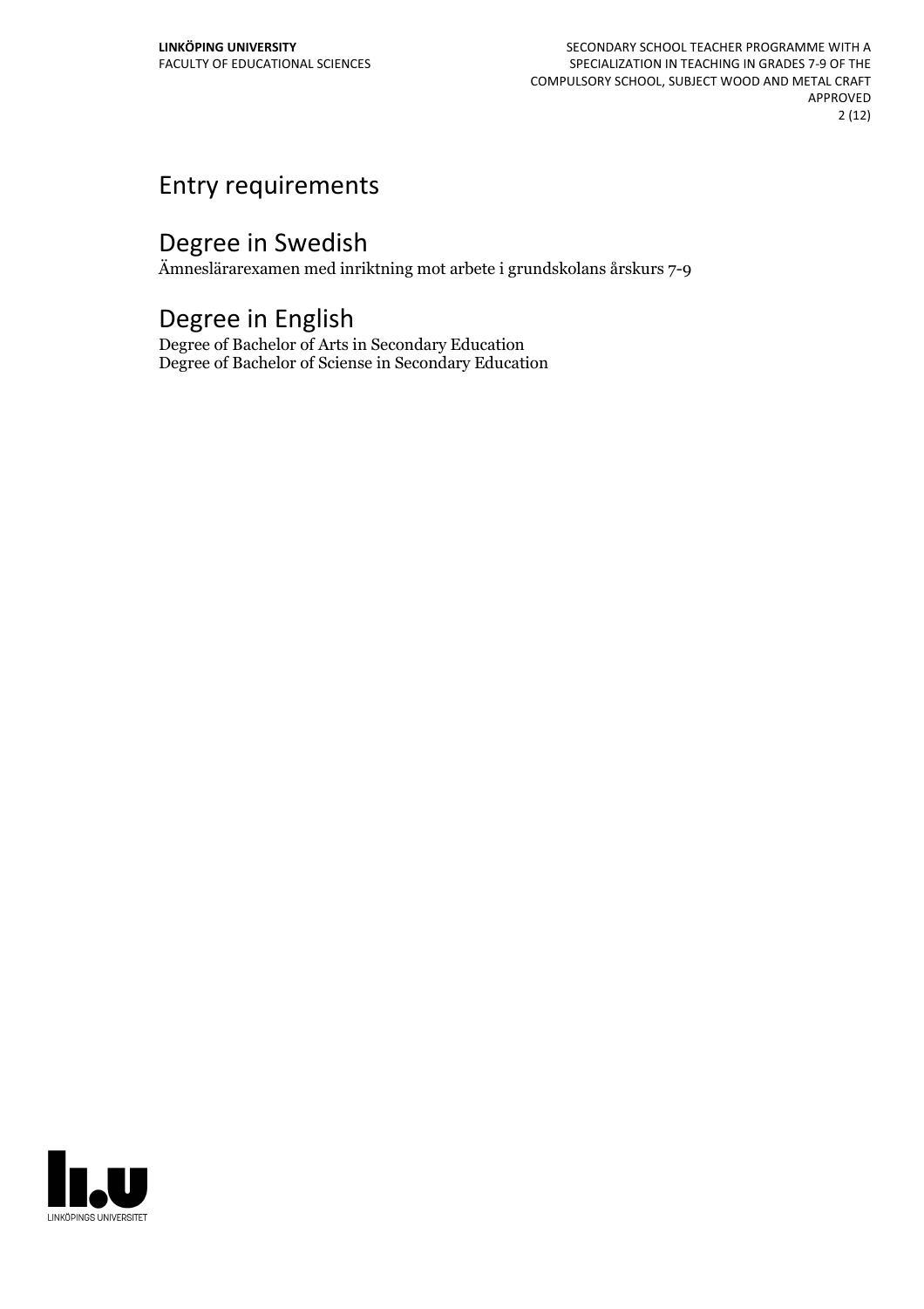# Entry requirements

# Degree in Swedish

Ämneslärarexamen med inriktning mot arbete i grundskolans årskurs 7-9

# Degree in English

Degree of Bachelor of Arts in Secondary Education
Degree of Bachelor of Sciense in Secondary Education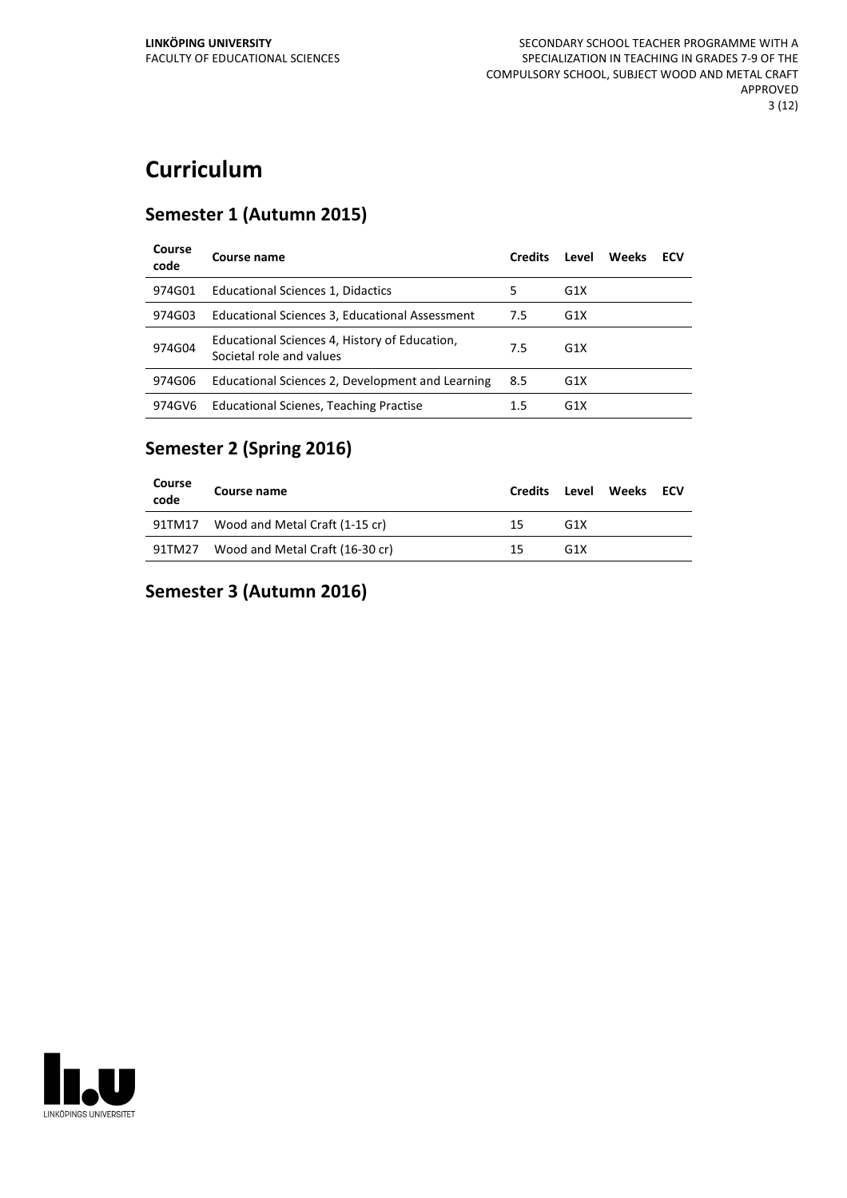# Curriculum

## Semester 1 (Autumn 2015)

| Course code | Course name | Credits | Level | Weeks | ECV |
|---|---|---|---|---|---|
| 974G01 | Educational Sciences 1, Didactics | 5 | G1X | | |
| 974G03 | Educational Sciences 3, Educational Assessment | 7.5 | G1X | | |
| 974G04 | Educational Sciences 4, History of Education, Societal role and values | 7.5 | G1X | | |
| 974G06 | Educational Sciences 2, Development and Learning | 8.5 | G1X | | |
| 974GV6 | Educational Scienes, Teaching Practise | 1.5 | G1X | | |

## Semester 2 (Spring 2016)

| Course code | Course name | Credits | Level | Weeks | ECV |
|---|---|---|---|---|---|
| 91TM17 | Wood and Metal Craft (1-15 cr) | 15 | G1X | | |
| 91TM27 | Wood and Metal Craft (16-30 cr) | 15 | G1X | | |

## Semester 3 (Autumn 2016)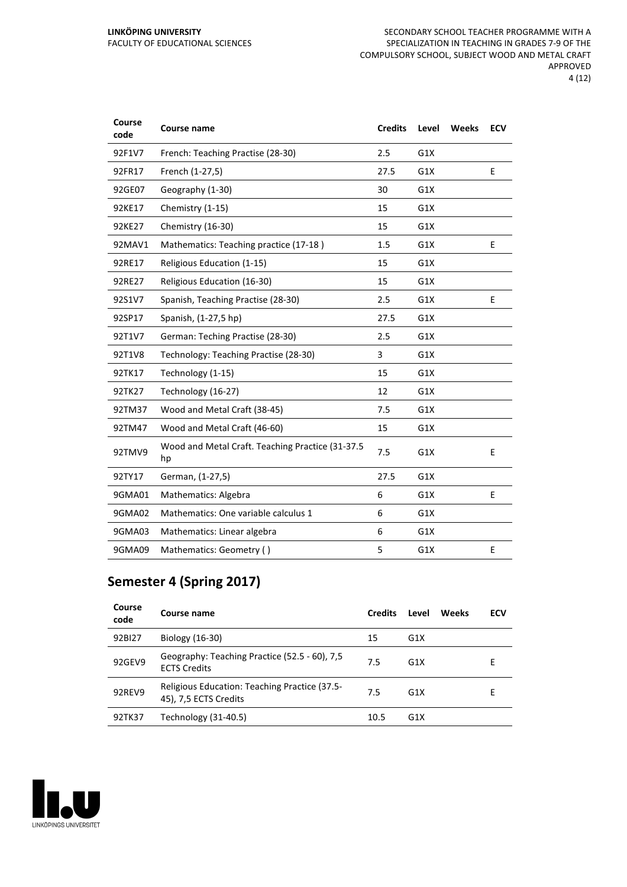| Course code | Course name | Credits | Level | Weeks | ECV |
|---|---|---|---|---|---|
| 92F1V7 | French: Teaching Practise (28-30) | 2.5 | G1X | | |
| 92FR17 | French (1-27,5) | 27.5 | G1X | | E |
| 92GE07 | Geography (1-30) | 30 | G1X | | |
| 92KE17 | Chemistry (1-15) | 15 | G1X | | |
| 92KE27 | Chemistry (16-30) | 15 | G1X | | |
| 92MAV1 | Mathematics: Teaching practice (17-18 ) | 1.5 | G1X | | E |
| 92RE17 | Religious Education (1-15) | 15 | G1X | | |
| 92RE27 | Religious Education (16-30) | 15 | G1X | | |
| 92S1V7 | Spanish, Teaching Practise (28-30) | 2.5 | G1X | | E |
| 92SP17 | Spanish, (1-27,5 hp) | 27.5 | G1X | | |
| 92T1V7 | German: Teching Practise (28-30) | 2.5 | G1X | | |
| 92T1V8 | Technology: Teaching Practise (28-30) | 3 | G1X | | |
| 92TK17 | Technology (1-15) | 15 | G1X | | |
| 92TK27 | Technology (16-27) | 12 | G1X | | |
| 92TM37 | Wood and Metal Craft (38-45) | 7.5 | G1X | | |
| 92TM47 | Wood and Metal Craft (46-60) | 15 | G1X | | |
| 92TMV9 | Wood and Metal Craft. Teaching Practice (31-37.5 hp | 7.5 | G1X | | E |
| 92TY17 | German, (1-27,5) | 27.5 | G1X | | |
| 9GMA01 | Mathematics: Algebra | 6 | G1X | | E |
| 9GMA02 | Mathematics: One variable calculus 1 | 6 | G1X | | |
| 9GMA03 | Mathematics: Linear algebra | 6 | G1X | | |
| 9GMA09 | Mathematics: Geometry ( ) | 5 | G1X | | E |

## Semester 4 (Spring 2017)

| Course code | Course name | Credits | Level | Weeks | ECV |
|---|---|---|---|---|---|
| 92BI27 | Biology (16-30) | 15 | G1X | | |
| 92GEV9 | Geography: Teaching Practice (52.5 - 60), 7,5 ECTS Credits | 7.5 | G1X | | E |
| 92REV9 | Religious Education: Teaching Practice (37.5-45), 7,5 ECTS Credits | 7.5 | G1X | | E |
| 92TK37 | Technology (31-40.5) | 10.5 | G1X | | |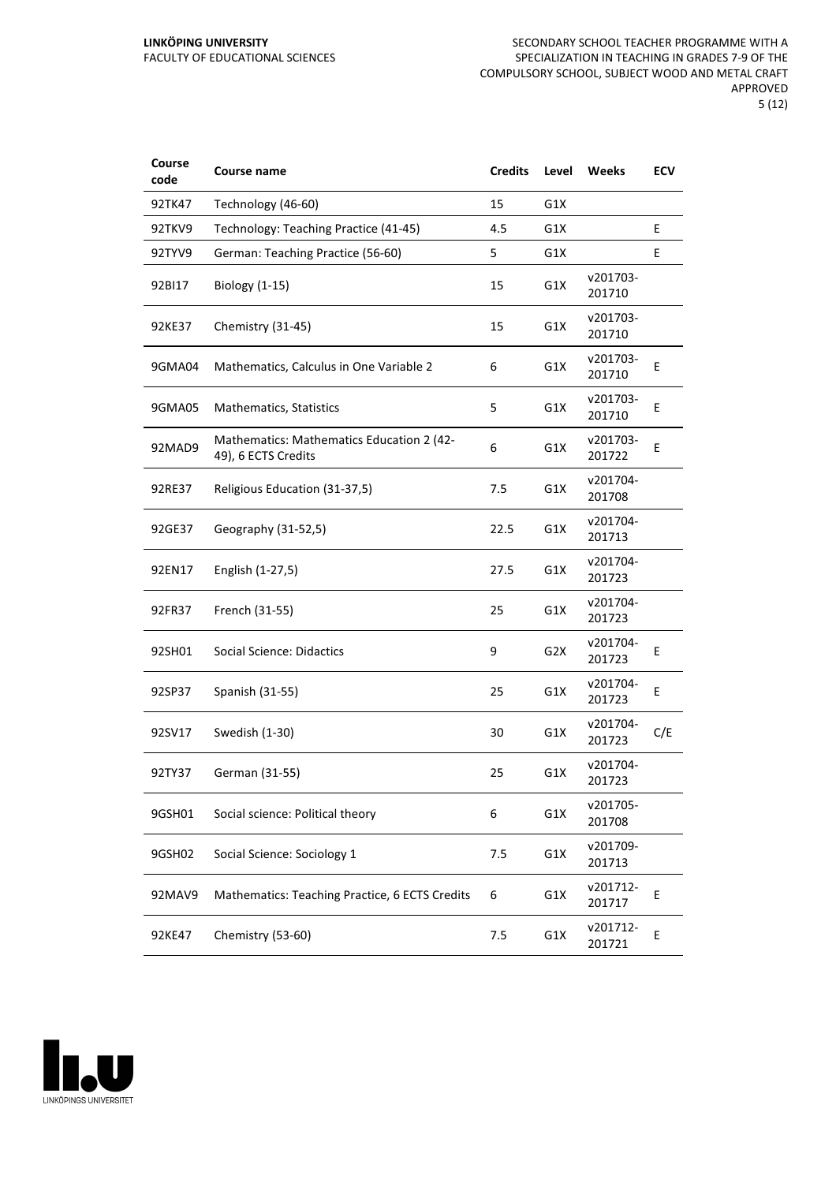| Course code | Course name | Credits | Level | Weeks | ECV |
|---|---|---|---|---|---|
| 92TK47 | Technology (46-60) | 15 | G1X | | |
| 92TKV9 | Technology: Teaching Practice (41-45) | 4.5 | G1X | | E |
| 92TYV9 | German: Teaching Practice (56-60) | 5 | G1X | | E |
| 92BI17 | Biology (1-15) | 15 | G1X | v201703-201710 | |
| 92KE37 | Chemistry (31-45) | 15 | G1X | v201703-201710 | |
| 9GMA04 | Mathematics, Calculus in One Variable 2 | 6 | G1X | v201703-201710 | E |
| 9GMA05 | Mathematics, Statistics | 5 | G1X | v201703-201710 | E |
| 92MAD9 | Mathematics: Mathematics Education 2 (42-49), 6 ECTS Credits | 6 | G1X | v201703-201722 | E |
| 92RE37 | Religious Education (31-37,5) | 7.5 | G1X | v201704-201708 | |
| 92GE37 | Geography (31-52,5) | 22.5 | G1X | v201704-201713 | |
| 92EN17 | English (1-27,5) | 27.5 | G1X | v201704-201723 | |
| 92FR37 | French (31-55) | 25 | G1X | v201704-201723 | |
| 92SH01 | Social Science: Didactics | 9 | G2X | v201704-201723 | E |
| 92SP37 | Spanish (31-55) | 25 | G1X | v201704-201723 | E |
| 92SV17 | Swedish (1-30) | 30 | G1X | v201704-201723 | C/E |
| 92TY37 | German (31-55) | 25 | G1X | v201704-201723 | |
| 9GSH01 | Social science: Political theory | 6 | G1X | v201705-201708 | |
| 9GSH02 | Social Science: Sociology 1 | 7.5 | G1X | v201709-201713 | |
| 92MAV9 | Mathematics: Teaching Practice, 6 ECTS Credits | 6 | G1X | v201712-201717 | E |
| 92KE47 | Chemistry (53-60) | 7.5 | G1X | v201712-201721 | E |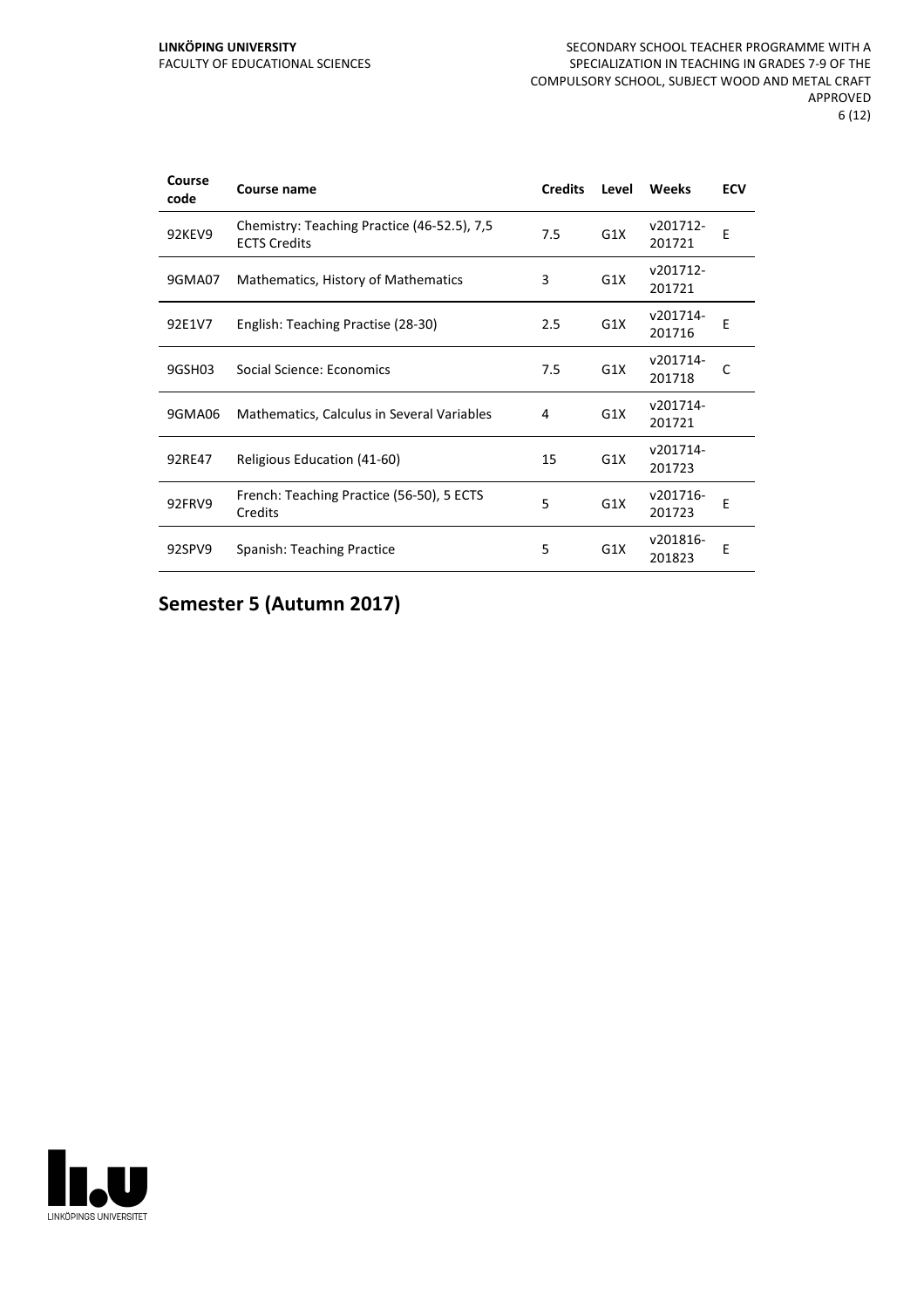| Course code | Course name | Credits | Level | Weeks | ECV |
|---|---|---|---|---|---|
| 92KEV9 | Chemistry: Teaching Practice (46-52.5), 7,5 ECTS Credits | 7.5 | G1X | v201712-201721 | E |
| 9GMA07 | Mathematics, History of Mathematics | 3 | G1X | v201712-201721 | |
| 92E1V7 | English: Teaching Practise (28-30) | 2.5 | G1X | v201714-201716 | E |
| 9GSH03 | Social Science: Economics | 7.5 | G1X | v201714-201718 | C |
| 9GMA06 | Mathematics, Calculus in Several Variables | 4 | G1X | v201714-201721 | |
| 92RE47 | Religious Education (41-60) | 15 | G1X | v201714-201723 | |
| 92FRV9 | French: Teaching Practice (56-50), 5 ECTS Credits | 5 | G1X | v201716-201723 | E |
| 92SPV9 | Spanish: Teaching Practice | 5 | G1X | v201816-201823 | E |

## Semester 5 (Autumn 2017)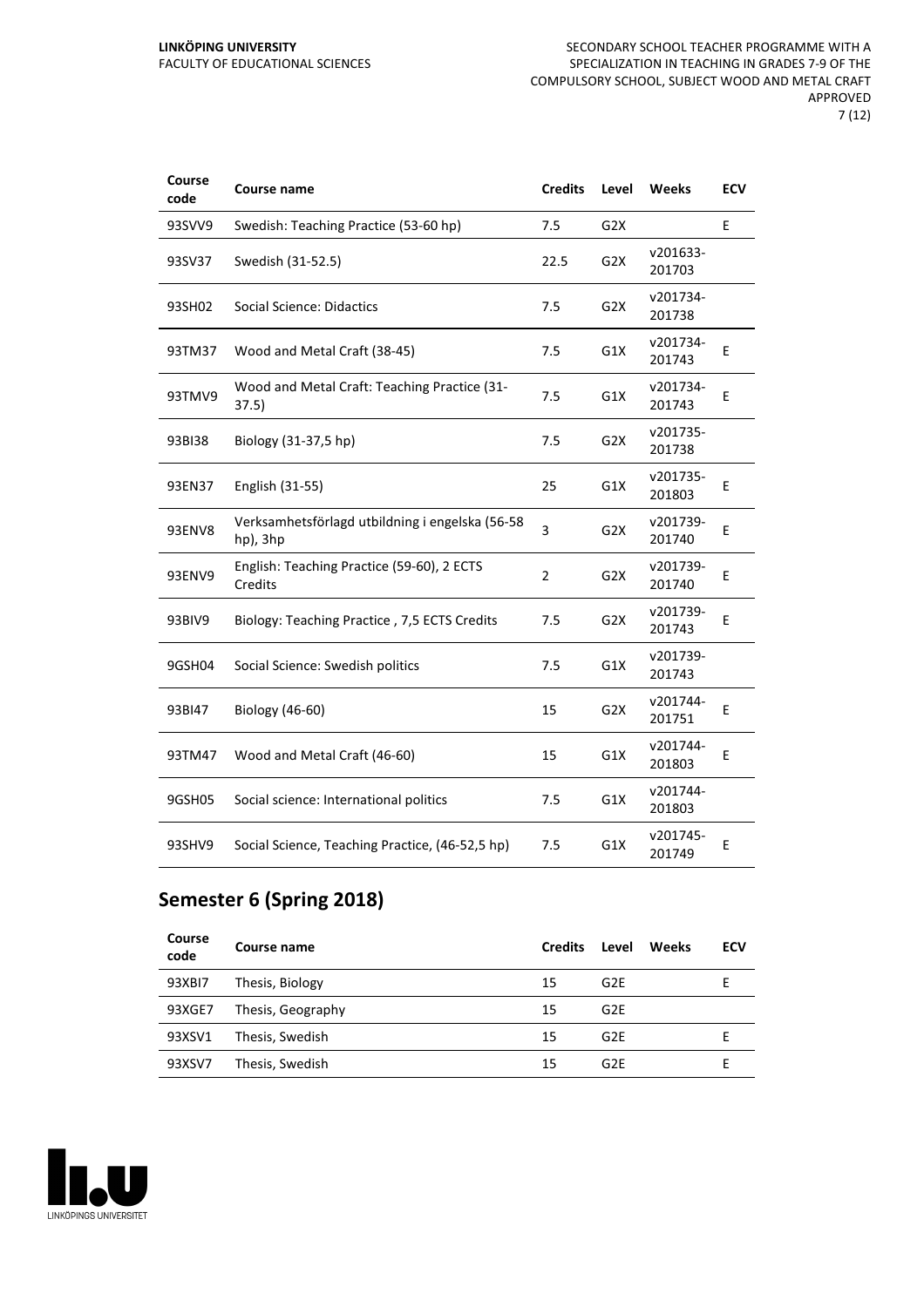| Course code | Course name | Credits | Level | Weeks | ECV |
|---|---|---|---|---|---|
| 93SVV9 | Swedish: Teaching Practice (53-60 hp) | 7.5 | G2X | | E |
| 93SV37 | Swedish (31-52.5) | 22.5 | G2X | v201633-201703 | |
| 93SH02 | Social Science: Didactics | 7.5 | G2X | v201734-201738 | |
| 93TM37 | Wood and Metal Craft (38-45) | 7.5 | G1X | v201734-201743 | E |
| 93TMV9 | Wood and Metal Craft: Teaching Practice (31-37.5) | 7.5 | G1X | v201734-201743 | E |
| 93BI38 | Biology (31-37,5 hp) | 7.5 | G2X | v201735-201738 | |
| 93EN37 | English (31-55) | 25 | G1X | v201735-201803 | E |
| 93ENV8 | Verksamhetsförlagd utbildning i engelska (56-58 hp), 3hp | 3 | G2X | v201739-201740 | E |
| 93ENV9 | English: Teaching Practice (59-60), 2 ECTS Credits | 2 | G2X | v201739-201740 | E |
| 93BIV9 | Biology: Teaching Practice , 7,5 ECTS Credits | 7.5 | G2X | v201739-201743 | E |
| 9GSH04 | Social Science: Swedish politics | 7.5 | G1X | v201739-201743 | |
| 93BI47 | Biology (46-60) | 15 | G2X | v201744-201751 | E |
| 93TM47 | Wood and Metal Craft (46-60) | 15 | G1X | v201744-201803 | E |
| 9GSH05 | Social science: International politics | 7.5 | G1X | v201744-201803 | |
| 93SHV9 | Social Science, Teaching Practice, (46-52,5 hp) | 7.5 | G1X | v201745-201749 | E |

## Semester 6 (Spring 2018)

| Course code | Course name | Credits | Level | Weeks | ECV |
|---|---|---|---|---|---|
| 93XBI7 | Thesis, Biology | 15 | G2E | | E |
| 93XGE7 | Thesis, Geography | 15 | G2E | | |
| 93XSV1 | Thesis, Swedish | 15 | G2E | | E |
| 93XSV7 | Thesis, Swedish | 15 | G2E | | E |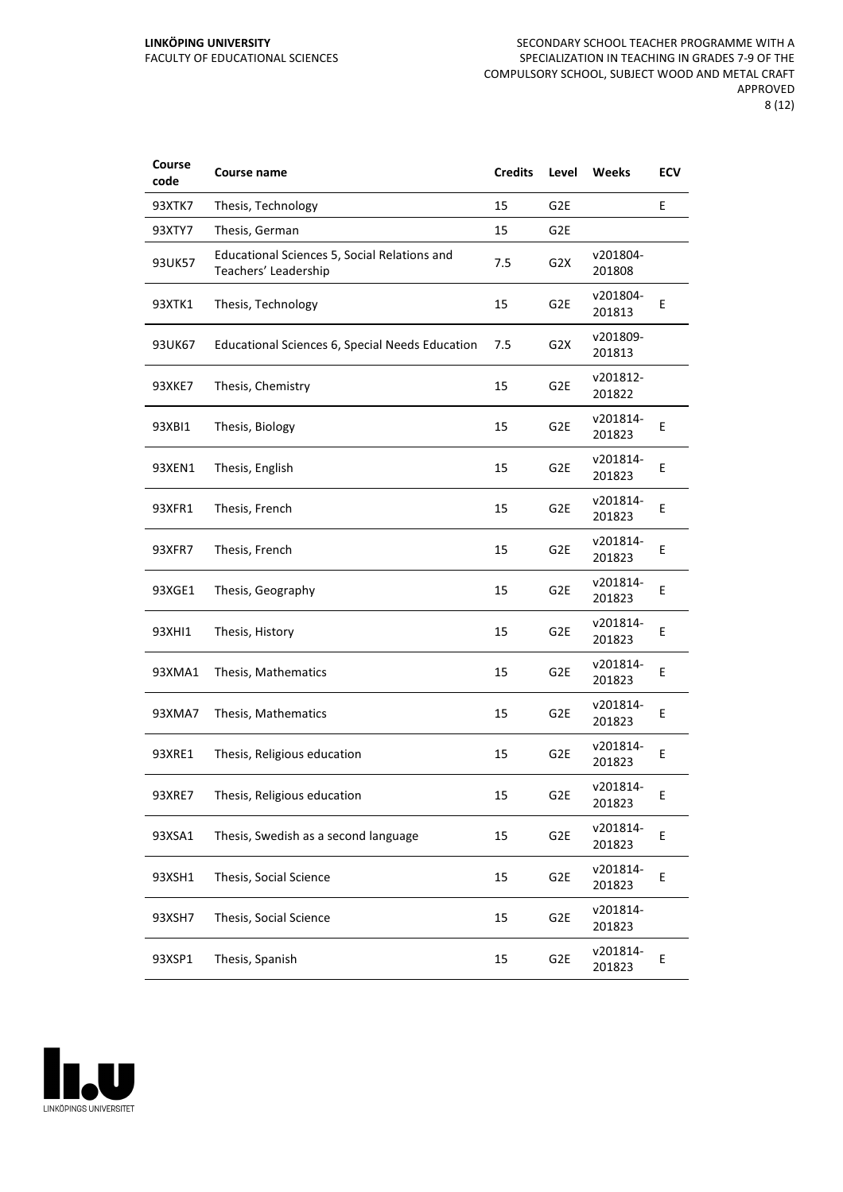| Course code | Course name | Credits | Level | Weeks | ECV |
|---|---|---|---|---|---|
| 93XTK7 | Thesis, Technology | 15 | G2E | | E |
| 93XTY7 | Thesis, German | 15 | G2E | | |
| 93UK57 | Educational Sciences 5, Social Relations and Teachers' Leadership | 7.5 | G2X | v201804-201808 | |
| 93XTK1 | Thesis, Technology | 15 | G2E | v201804-201813 | E |
| 93UK67 | Educational Sciences 6, Special Needs Education | 7.5 | G2X | v201809-201813 | |
| 93XKE7 | Thesis, Chemistry | 15 | G2E | v201812-201822 | |
| 93XBI1 | Thesis, Biology | 15 | G2E | v201814-201823 | E |
| 93XEN1 | Thesis, English | 15 | G2E | v201814-201823 | E |
| 93XFR1 | Thesis, French | 15 | G2E | v201814-201823 | E |
| 93XFR7 | Thesis, French | 15 | G2E | v201814-201823 | E |
| 93XGE1 | Thesis, Geography | 15 | G2E | v201814-201823 | E |
| 93XHI1 | Thesis, History | 15 | G2E | v201814-201823 | E |
| 93XMA1 | Thesis, Mathematics | 15 | G2E | v201814-201823 | E |
| 93XMA7 | Thesis, Mathematics | 15 | G2E | v201814-201823 | E |
| 93XRE1 | Thesis, Religious education | 15 | G2E | v201814-201823 | E |
| 93XRE7 | Thesis, Religious education | 15 | G2E | v201814-201823 | E |
| 93XSA1 | Thesis, Swedish as a second language | 15 | G2E | v201814-201823 | E |
| 93XSH1 | Thesis, Social Science | 15 | G2E | v201814-201823 | E |
| 93XSH7 | Thesis, Social Science | 15 | G2E | v201814-201823 | |
| 93XSP1 | Thesis, Spanish | 15 | G2E | v201814-201823 | E |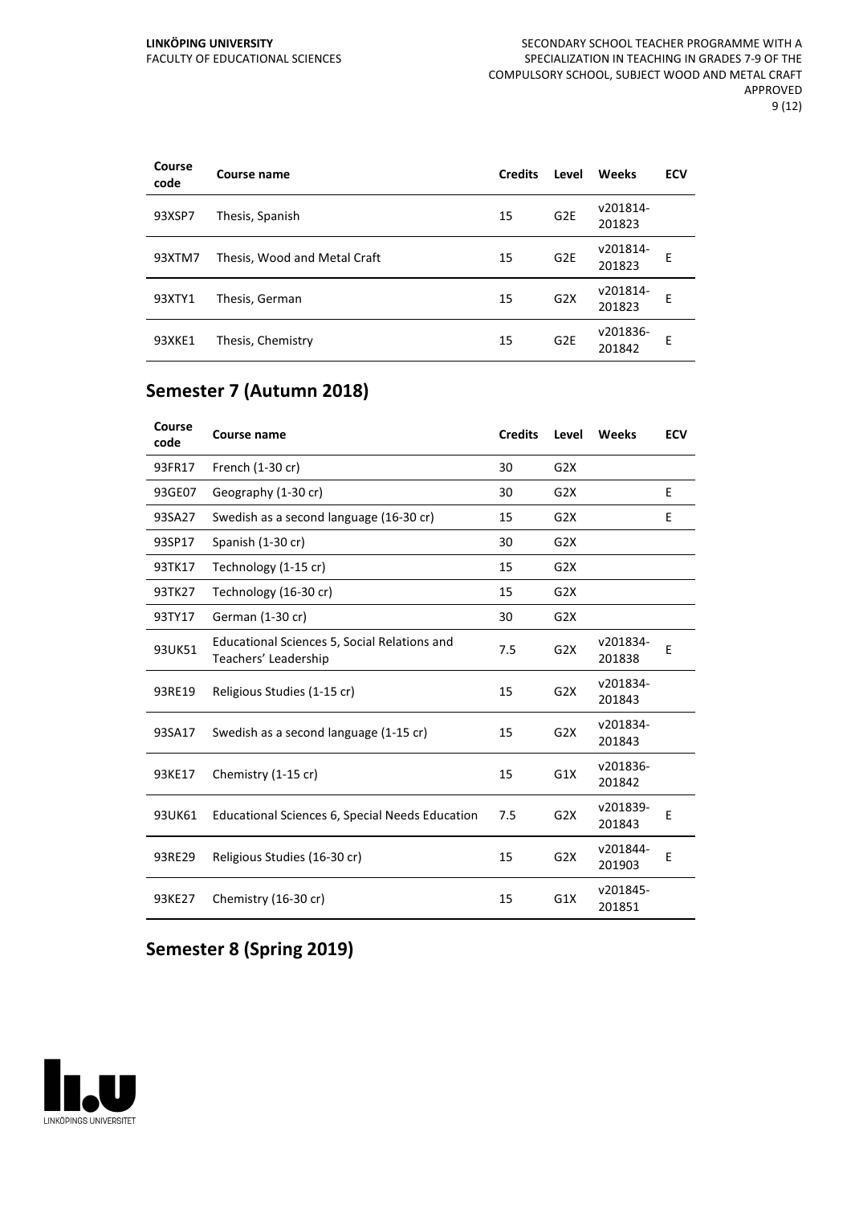| Course code | Course name | Credits | Level | Weeks | ECV |
|---|---|---|---|---|---|
| 93XSP7 | Thesis, Spanish | 15 | G2E | v201814-201823 | |
| 93XTM7 | Thesis, Wood and Metal Craft | 15 | G2E | v201814-201823 | E |
| 93XTY1 | Thesis, German | 15 | G2X | v201814-201823 | E |
| 93XKE1 | Thesis, Chemistry | 15 | G2E | v201836-201842 | E |

## Semester 7 (Autumn 2018)

| Course code | Course name | Credits | Level | Weeks | ECV |
|---|---|---|---|---|---|
| 93FR17 | French (1-30 cr) | 30 | G2X | | |
| 93GE07 | Geography (1-30 cr) | 30 | G2X | | E |
| 93SA27 | Swedish as a second language (16-30 cr) | 15 | G2X | | E |
| 93SP17 | Spanish (1-30 cr) | 30 | G2X | | |
| 93TK17 | Technology (1-15 cr) | 15 | G2X | | |
| 93TK27 | Technology (16-30 cr) | 15 | G2X | | |
| 93TY17 | German (1-30 cr) | 30 | G2X | | |
| 93UK51 | Educational Sciences 5, Social Relations and Teachers' Leadership | 7.5 | G2X | v201834-201838 | E |
| 93RE19 | Religious Studies (1-15 cr) | 15 | G2X | v201834-201843 | |
| 93SA17 | Swedish as a second language (1-15 cr) | 15 | G2X | v201834-201843 | |
| 93KE17 | Chemistry (1-15 cr) | 15 | G1X | v201836-201842 | |
| 93UK61 | Educational Sciences 6, Special Needs Education | 7.5 | G2X | v201839-201843 | E |
| 93RE29 | Religious Studies (16-30 cr) | 15 | G2X | v201844-201903 | E |
| 93KE27 | Chemistry (16-30 cr) | 15 | G1X | v201845-201851 | |

## Semester 8 (Spring 2019)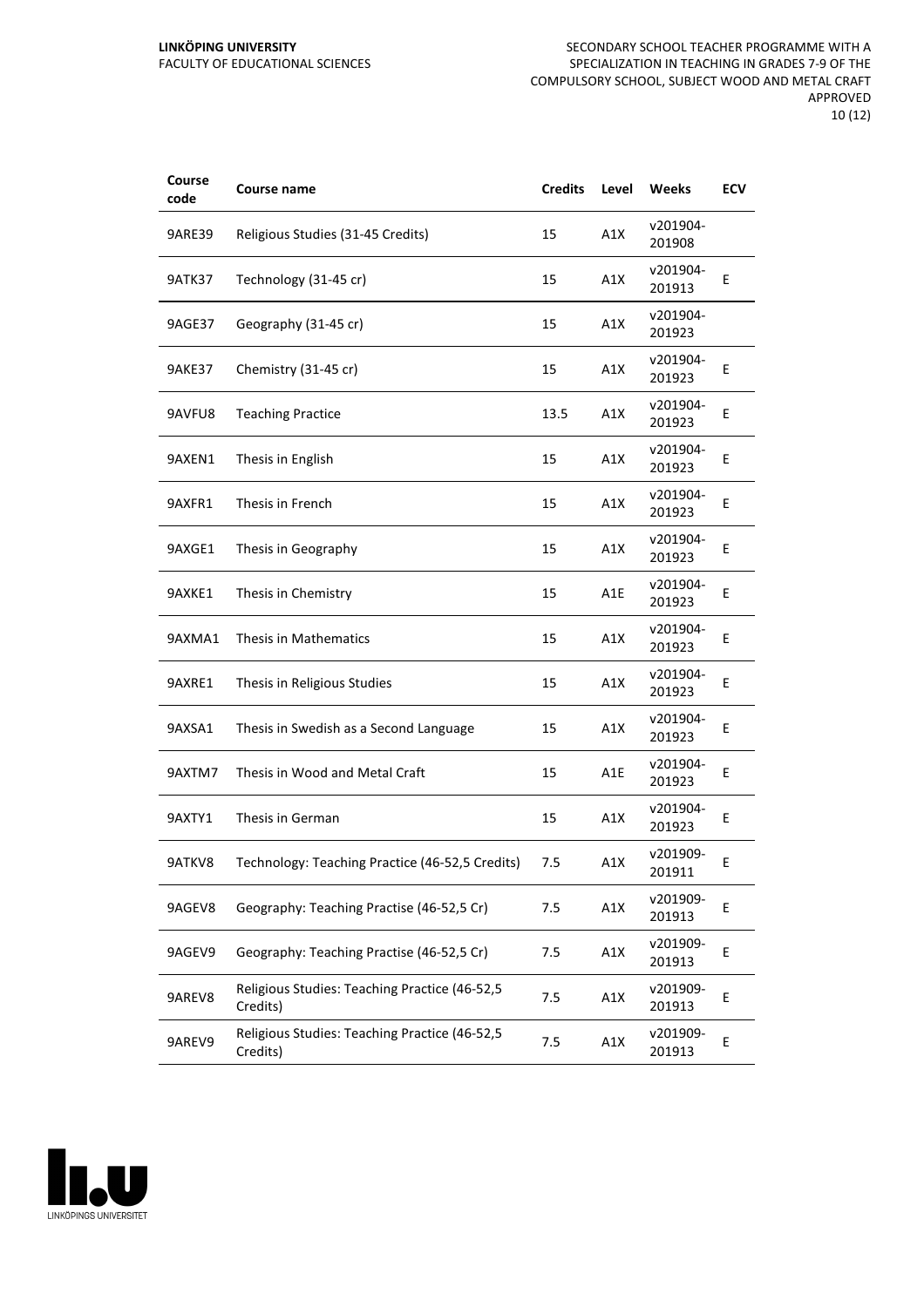| Course code | Course name | Credits | Level | Weeks | ECV |
|---|---|---|---|---|---|
| 9ARE39 | Religious Studies (31-45 Credits) | 15 | A1X | v201904-201908 | |
| 9ATK37 | Technology (31-45 cr) | 15 | A1X | v201904-201913 | E |
| 9AGE37 | Geography (31-45 cr) | 15 | A1X | v201904-201923 | |
| 9AKE37 | Chemistry (31-45 cr) | 15 | A1X | v201904-201923 | E |
| 9AVFU8 | Teaching Practice | 13.5 | A1X | v201904-201923 | E |
| 9AXEN1 | Thesis in English | 15 | A1X | v201904-201923 | E |
| 9AXFR1 | Thesis in French | 15 | A1X | v201904-201923 | E |
| 9AXGE1 | Thesis in Geography | 15 | A1X | v201904-201923 | E |
| 9AXKE1 | Thesis in Chemistry | 15 | A1E | v201904-201923 | E |
| 9AXMA1 | Thesis in Mathematics | 15 | A1X | v201904-201923 | E |
| 9AXRE1 | Thesis in Religious Studies | 15 | A1X | v201904-201923 | E |
| 9AXSA1 | Thesis in Swedish as a Second Language | 15 | A1X | v201904-201923 | E |
| 9AXTM7 | Thesis in Wood and Metal Craft | 15 | A1E | v201904-201923 | E |
| 9AXTY1 | Thesis in German | 15 | A1X | v201904-201923 | E |
| 9ATKV8 | Technology: Teaching Practice (46-52,5 Credits) | 7.5 | A1X | v201909-201911 | E |
| 9AGEV8 | Geography: Teaching Practise (46-52,5 Cr) | 7.5 | A1X | v201909-201913 | E |
| 9AGEV9 | Geography: Teaching Practise (46-52,5 Cr) | 7.5 | A1X | v201909-201913 | E |
| 9AREV8 | Religious Studies: Teaching Practice (46-52,5 Credits) | 7.5 | A1X | v201909-201913 | E |
| 9AREV9 | Religious Studies: Teaching Practice (46-52,5 Credits) | 7.5 | A1X | v201909-201913 | E |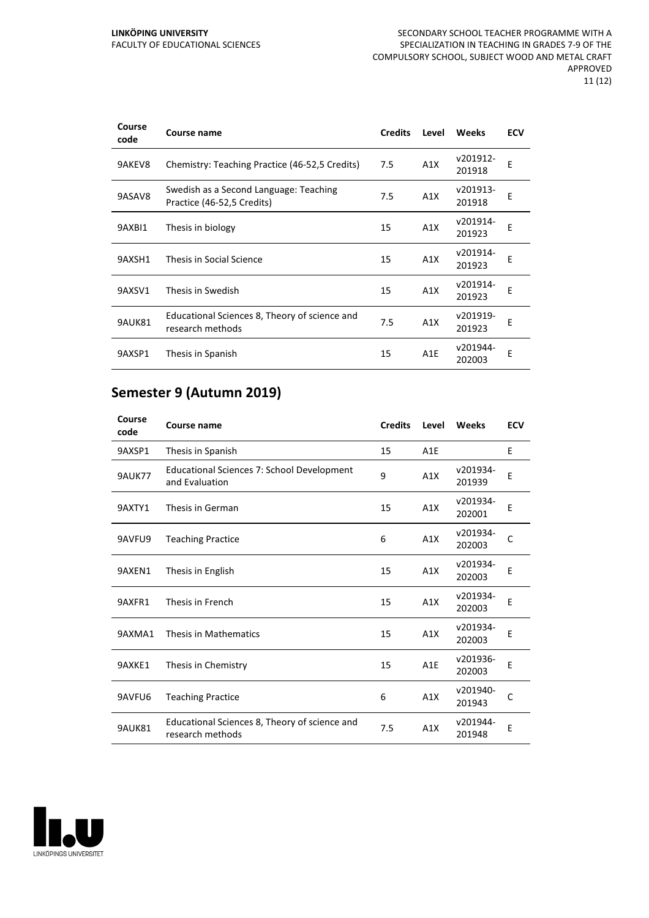| Course code | Course name | Credits | Level | Weeks | ECV |
|---|---|---|---|---|---|
| 9AKEV8 | Chemistry: Teaching Practice (46-52,5 Credits) | 7.5 | A1X | v201912-201918 | E |
| 9ASAV8 | Swedish as a Second Language: Teaching Practice (46-52,5 Credits) | 7.5 | A1X | v201913-201918 | E |
| 9AXBI1 | Thesis in biology | 15 | A1X | v201914-201923 | E |
| 9AXSH1 | Thesis in Social Science | 15 | A1X | v201914-201923 | E |
| 9AXSV1 | Thesis in Swedish | 15 | A1X | v201914-201923 | E |
| 9AUK81 | Educational Sciences 8, Theory of science and research methods | 7.5 | A1X | v201919-201923 | E |
| 9AXSP1 | Thesis in Spanish | 15 | A1E | v201944-202003 | E |

## Semester 9 (Autumn 2019)

| Course code | Course name | Credits | Level | Weeks | ECV |
|---|---|---|---|---|---|
| 9AXSP1 | Thesis in Spanish | 15 | A1E | | E |
| 9AUK77 | Educational Sciences 7: School Development and Evaluation | 9 | A1X | v201934-201939 | E |
| 9AXTY1 | Thesis in German | 15 | A1X | v201934-202001 | E |
| 9AVFU9 | Teaching Practice | 6 | A1X | v201934-202003 | C |
| 9AXEN1 | Thesis in English | 15 | A1X | v201934-202003 | E |
| 9AXFR1 | Thesis in French | 15 | A1X | v201934-202003 | E |
| 9AXMA1 | Thesis in Mathematics | 15 | A1X | v201934-202003 | E |
| 9AXKE1 | Thesis in Chemistry | 15 | A1E | v201936-202003 | E |
| 9AVFU6 | Teaching Practice | 6 | A1X | v201940-201943 | C |
| 9AUK81 | Educational Sciences 8, Theory of science and research methods | 7.5 | A1X | v201944-201948 | E |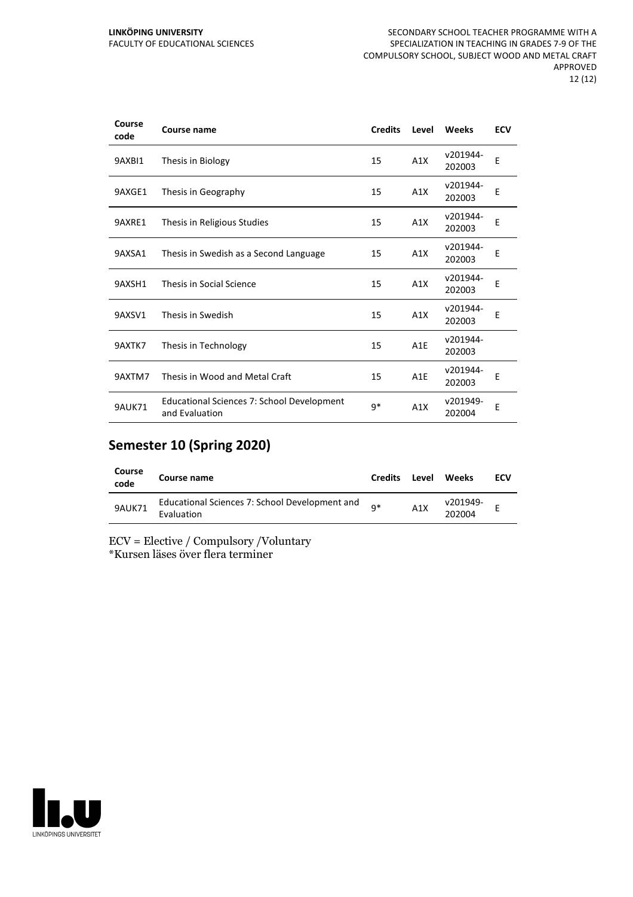| Course code | Course name | Credits | Level | Weeks | ECV |
|---|---|---|---|---|---|
| 9AXBI1 | Thesis in Biology | 15 | A1X | v201944-202003 | E |
| 9AXGE1 | Thesis in Geography | 15 | A1X | v201944-202003 | E |
| 9AXRE1 | Thesis in Religious Studies | 15 | A1X | v201944-202003 | E |
| 9AXSA1 | Thesis in Swedish as a Second Language | 15 | A1X | v201944-202003 | E |
| 9AXSH1 | Thesis in Social Science | 15 | A1X | v201944-202003 | E |
| 9AXSV1 | Thesis in Swedish | 15 | A1X | v201944-202003 | E |
| 9AXTK7 | Thesis in Technology | 15 | A1E | v201944-202003 | |
| 9AXTM7 | Thesis in Wood and Metal Craft | 15 | A1E | v201944-202003 | E |
| 9AUK71 | Educational Sciences 7: School Development and Evaluation | 9* | A1X | v201949-202004 | E |

## Semester 10 (Spring 2020)

| Course code | Course name | Credits | Level | Weeks | ECV |
|---|---|---|---|---|---|
| 9AUK71 | Educational Sciences 7: School Development and Evaluation | 9* | A1X | v201949-202004 | E |

ECV = Elective / Compulsory /Voluntary
*Kursen läses över flera terminer